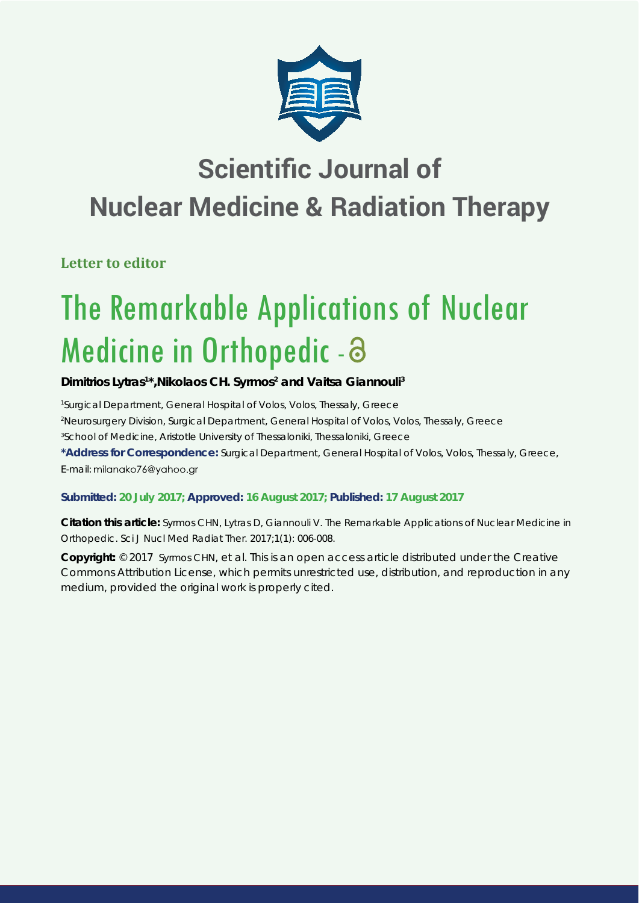# Scientific Journal of Nuclear Medicine & Radiation Therapy

**Letter to editor**

# The Remarkable Applications of Nuclear Medicine in Orthopedic

**Dimitrios Lytras[1]*, Nikolaos CH. Syrmos[2] and Vaitsa Giannouli[3]**

[1]Surgical Department, General Hospital of Volos, Volos, Thessaly, Greece
[2]Neurosurgery Division, Surgical Department, General Hospital of Volos, Volos, Thessaly, Greece
[3]School of Medicine, Aristotle University of Thessaloniki, Thessaloniki, Greece

**\*Address for Correspondence:** Surgical Department, General Hospital of Volos, Volos, Thessaly, Greece, E-mail: milanako76@yahoo.gr

**Submitted: 20 July 2017; Approved: 16 August 2017; Published: 17 August 2017**

**Citation this article:** Syrmos CHN, Lytras D, Giannouli V. The Remarkable Applications of Nuclear Medicine in Orthopedic. Sci J Nucl Med Radiat Ther. 2017;1(1): 006-008.

**Copyright:** © 2017 Syrmos CHN, et al. This is an open access article distributed under the Creative Commons Attribution License, which permits unrestricted use, distribution, and reproduction in any medium, provided the original work is properly cited.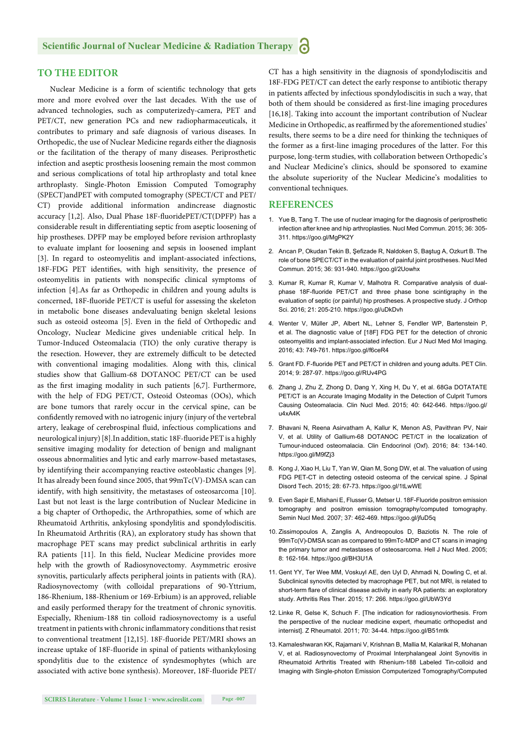## TO THE EDITOR

Nuclear Medicine is a form of scientific technology that gets more and more evolved over the last decades. With the use of advanced technologies, such as computerizedγ-camera, PET and PET/CT, new generation PCs and new radiopharmaceuticals, it contributes to primary and safe diagnosis of various diseases. In Orthopedic, the use of Nuclear Medicine regards either the diagnosis or the facilitation of the therapy of many diseases. Periprosthetic infection and aseptic prosthesis loosening remain the most common and serious complications of total hip arthroplasty and total knee arthroplasty. Single-Photon Emission Computed Tomography (SPECT)andPET with computed tomography (SPECT/CT and PET/CT) provide additional information andincrease diagnostic accuracy [1,2]. Also, Dual Phase 18F-fluoridePET/CT(DPFP) has a considerable result in differentiating septic from aseptic loosening of hip prostheses. DPFP may be employed before revision arthroplasty to evaluate implant for loosening and sepsis in loosened implant [3]. In regard to osteomyelitis and implant-associated infections, 18F-FDG PET identifies, with high sensitivity, the presence of osteomyelitis in patients with nonspecific clinical symptoms of infection [4].As far as Orthopedic in children and young adults is concerned, 18F-fluoride PET/CT is useful for assessing the skeleton in metabolic bone diseases andevaluating benign skeletal lesions such as osteoid osteoma [5]. Even in the field of Orthopedic and Oncology, Nuclear Medicine gives undeniable critical help. In Tumor-Induced Osteomalacia (TIO) the only curative therapy is the resection. However, they are extremely difficult to be detected with conventional imaging modalities. Along with this, clinical studies show that Gallium-68 DOTANOC PET/CT can be used as the first imaging modality in such patients [6,7]. Furthermore, with the help of FDG PET/CT, Osteoid Osteomas (OOs), which are bone tumors that rarely occur in the cervical spine, can be confidently removed with no iatrogenic injury (injury of the vertebral artery, leakage of cerebrospinal fluid, infectious complications and neurological injury) [8].In addition, static 18F-fluoride PET is a highly sensitive imaging modality for detection of benign and malignant osseous abnormalities and lytic and early marrow-based metastases, by identifying their accompanying reactive osteoblastic changes [9]. It has already been found since 2005, that 99mTc(V)-DMSA scan can identify, with high sensitivity, the metastases of osteosarcoma [10]. Last but not least is the large contribution of Nuclear Medicine in a big chapter of Orthopedic, the Arthropathies, some of which are Rheumatoid Arthritis, ankylosing spondylitis and spondylodiscitis. In Rheumatoid Arthritis (RA), an exploratory study has shown that macrophage PET scans may predict subclinical arthritis in early RA patients [11]. In this field, Nuclear Medicine provides more help with the growth of Radiosynovectomy. Asymmetric erosive synovitis, particularly affects peripheral joints in patients with (RA). Radiosynovectomy (with colloidal preparations of 90-Yttrium, 186-Rhenium, 188-Rhenium or 169-Erbium) is an approved, reliable and easily performed therapy for the treatment of chronic synovitis. Especially, Rhenium-188 tin colloid radiosynovectomy is a useful treatment in patients with chronic inflammatory conditions that resist to conventional treatment [12,15]. 18F-fluoride PET/MRI shows an increase uptake of 18F-fluoride in spinal of patients withankylosing spondylitis due to the existence of syndesmophytes (which are associated with active bone synthesis). Moreover, 18F-fluoride PET/CT has a high sensitivity in the diagnosis of spondylodiscitis and 18F-FDG PET/CT can detect the early response to antibiotic therapy in patients affected by infectious spondylodiscitis in such a way, that both of them should be considered as first-line imaging procedures [16,18]. Taking into account the important contribution of Nuclear Medicine in Orthopedic, as reaffirmed by the aforementioned studies' results, there seems to be a dire need for thinking the techniques of the former as a first-line imaging procedures of the latter. For this purpose, long-term studies, with collaboration between Orthopedic's and Nuclear Medicine's clinics, should be sponsored to examine the absolute superiority of the Nuclear Medicine's modalities to conventional techniques.

## REFERENCES

1. Yue B, Tang T. The use of nuclear imaging for the diagnosis of periprosthetic infection after knee and hip arthroplasties. Nucl Med Commun. 2015; 36: 305-311. https://goo.gl/MgPK2Y
2. Arıcan P, Okudan Tekin B, Şefizade R, Naldoken S, Baştug A, Ozkurt B. The role of bone SPECT/CT in the evaluation of painful joint prostheses. Nucl Med Commun. 2015; 36: 931-940. https://goo.gl/2Uowhx
3. Kumar R, Kumar R, Kumar V, Malhotra R. Comparative analysis of dual-phase 18F-fluoride PET/CT and three phase bone scintigraphy in the evaluation of septic (or painful) hip prostheses. A prospective study. J Orthop Sci. 2016; 21: 205-210. https://goo.gl/uDkDvh
4. Wenter V, Müller JP, Albert NL, Lehner S, Fendler WP, Bartenstein P, et al. The diagnostic value of [18F] FDG PET for the detection of chronic osteomyelitis and implant-associated infection. Eur J Nucl Med Mol Imaging. 2016; 43: 749-761. https://goo.gl/f6ceR4
5. Grant FD. F-fluoride PET and PET/CT in children and young adults. PET Clin. 2014; 9: 287-97. https://goo.gl/RUv4PG
6. Zhang J, Zhu Z, Zhong D, Dang Y, Xing H, Du Y, et al. 68Ga DOTATATE PET/CT is an Accurate Imaging Modality in the Detection of Culprit Tumors Causing Osteomalacia. Clin Nucl Med. 2015; 40: 642-646. https://goo.gl/u4xA4K
7. Bhavani N, Reena Asirvatham A, Kallur K, Menon AS, Pavithran PV, Nair V, et al. Utility of Gallium-68 DOTANOC PET/CT in the localization of Tumour-induced osteomalacia. Clin Endocrinol (Oxf). 2016; 84: 134-140. https://goo.gl/M9fZj3
8. Kong J, Xiao H, Liu T, Yan W, Qian M, Song DW, et al. The valuation of using FDG PET-CT in detecting osteoid osteoma of the cervical spine. J Spinal Disord Tech. 2015; 28: 67-73. https://goo.gl/1tLwWE
9. Even Sapir E, Mishani E, Flusser G, Metser U. 18F-Fluoride positron emission tomography and positron emission tomography/computed tomography. Semin Nucl Med. 2007; 37: 462-469. https://goo.gl/jfuD5q
10. Zissimopoulos A, Zanglis A, Andreopoulos D, Baziotis N. The role of 99mTc(V)-DMSA scan as compared to 99mTc-MDP and CT scans in imaging the primary tumor and metastases of osteosarcoma. Hell J Nucl Med. 2005; 8: 162-164. https://goo.gl/BH3U1A
11. Gent YY, Ter Wee MM, Voskuyl AE, den Uyl D, Ahmadi N, Dowling C, et al. Subclinical synovitis detected by macrophage PET, but not MRI, is related to short-term flare of clinical disease activity in early RA patients: an exploratory study. Arthritis Res Ther. 2015; 17: 266. https://goo.gl/UbW3Yd
12. Linke R, Gelse K, Schuch F. [The indication for radiosynoviorthesis. From the perspective of the nuclear medicine expert, rheumatic orthopedist and internist]. Z Rheumatol. 2011; 70: 34-44. https://goo.gl/B51mtk
13. Kamaleshwaran KK, Rajamani V, Krishnan B, Mallia M, Kalarikal R, Mohanan V, et al. Radiosynovectomy of Proximal Interphalangeal Joint Synovitis in Rheumatoid Arthritis Treated with Rhenium-188 Labeled Tin-colloid and Imaging with Single-photon Emission Computerized Tomography/Computed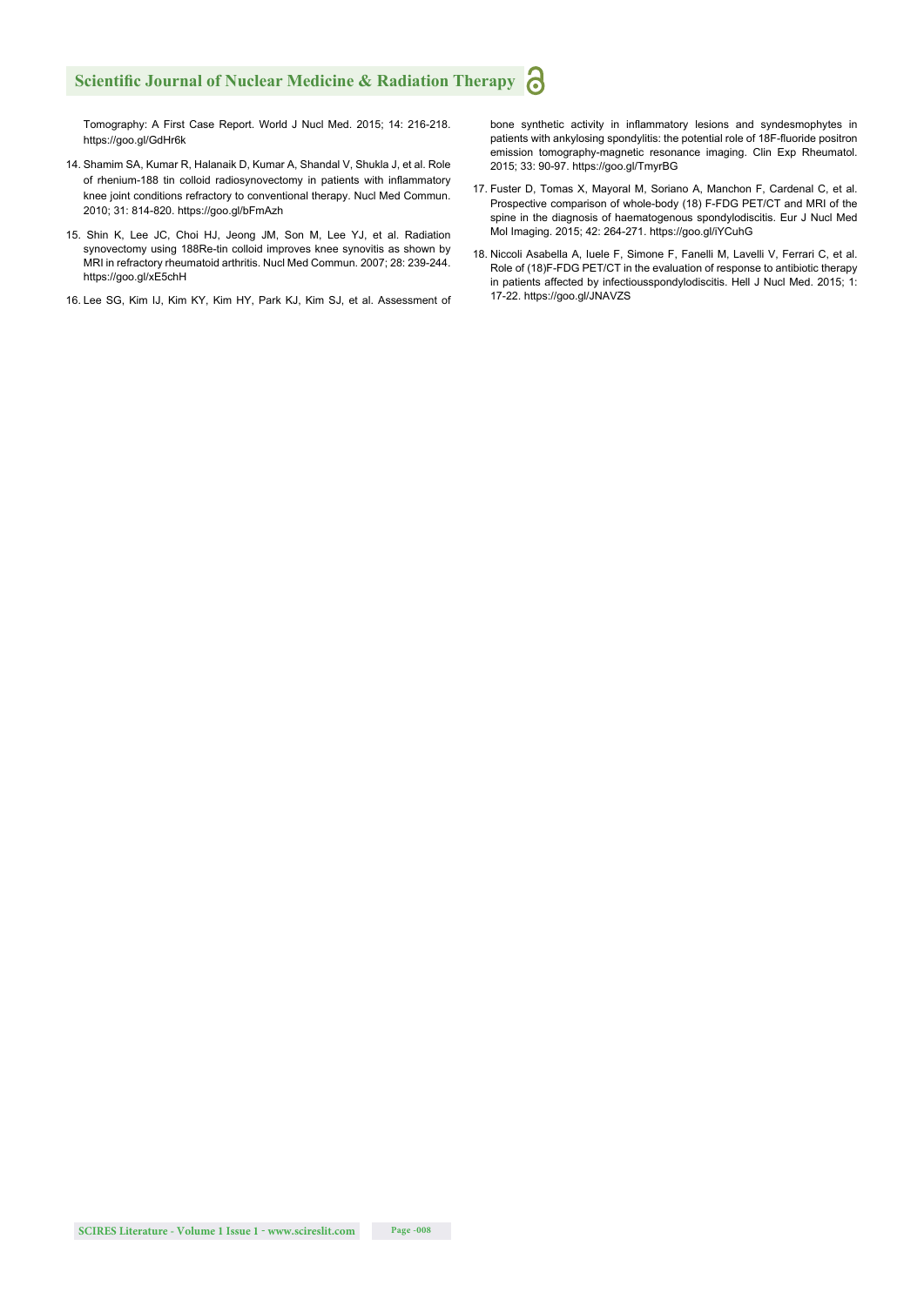Tomography: A First Case Report. World J Nucl Med. 2015; 14: 216-218. https://goo.gl/GdHr6k

14. Shamim SA, Kumar R, Halanaik D, Kumar A, Shandal V, Shukla J, et al. Role of rhenium-188 tin colloid radiosynovectomy in patients with inflammatory knee joint conditions refractory to conventional therapy. Nucl Med Commun. 2010; 31: 814-820. https://goo.gl/bFmAzh

15. Shin K, Lee JC, Choi HJ, Jeong JM, Son M, Lee YJ, et al. Radiation synovectomy using 188Re-tin colloid improves knee synovitis as shown by MRI in refractory rheumatoid arthritis. Nucl Med Commun. 2007; 28: 239-244. https://goo.gl/xE5chH

16. Lee SG, Kim IJ, Kim KY, Kim HY, Park KJ, Kim SJ, et al. Assessment of bone synthetic activity in inflammatory lesions and syndesmophytes in patients with ankylosing spondylitis: the potential role of 18F-fluoride positron emission tomography-magnetic resonance imaging. Clin Exp Rheumatol. 2015; 33: 90-97. https://goo.gl/TmyrBG

17. Fuster D, Tomas X, Mayoral M, Soriano A, Manchon F, Cardenal C, et al. Prospective comparison of whole-body (18) F-FDG PET/CT and MRI of the spine in the diagnosis of haematogenous spondylodiscitis. Eur J Nucl Med Mol Imaging. 2015; 42: 264-271. https://goo.gl/iYCuhG

18. Niccoli Asabella A, Iuele F, Simone F, Fanelli M, Lavelli V, Ferrari C, et al. Role of (18)F-FDG PET/CT in the evaluation of response to antibiotic therapy in patients affected by infectiousspondylodiscitis. Hell J Nucl Med. 2015; 1: 17-22. https://goo.gl/JNAVZS